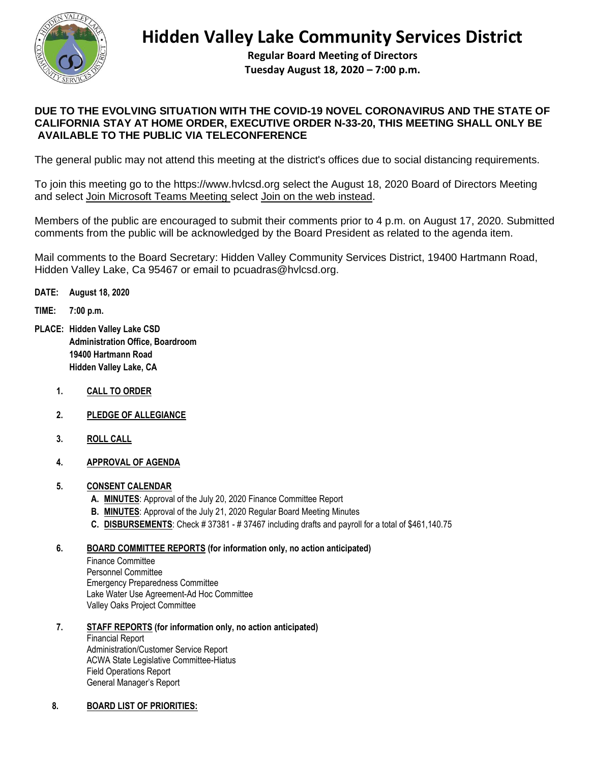# Hidden Valley Lake Community Services District

**Regular Board Meeting of Directors**
**Tuesday August 18, 2020 – 7:00 p.m.**

**DUE TO THE EVOLVING SITUATION WITH THE COVID-19 NOVEL CORONAVIRUS AND THE STATE OF CALIFORNIA STAY AT HOME ORDER, EXECUTIVE ORDER N-33-20, THIS MEETING SHALL ONLY BE AVAILABLE TO THE PUBLIC VIA TELECONFERENCE**

The general public may not attend this meeting at the district's offices due to social distancing requirements.

To join this meeting go to the https://www.hvlcsd.org select the August 18, 2020 Board of Directors Meeting and select Join Microsoft Teams Meeting select Join on the web instead.

Members of the public are encouraged to submit their comments prior to 4 p.m. on August 17, 2020. Submitted comments from the public will be acknowledged by the Board President as related to the agenda item.

Mail comments to the Board Secretary: Hidden Valley Community Services District, 19400 Hartmann Road, Hidden Valley Lake, Ca 95467 or email to pcuadras@hvlcsd.org.

**DATE: August 18, 2020**

**TIME: 7:00 p.m.**

**PLACE: Hidden Valley Lake CSD**
**Administration Office, Boardroom**
**19400 Hartmann Road**
**Hidden Valley Lake, CA**

1. **CALL TO ORDER**

2. **PLEDGE OF ALLEGIANCE**

3. **ROLL CALL**

4. **APPROVAL OF AGENDA**

5. **CONSENT CALENDAR**
   - **A. MINUTES**: Approval of the July 20, 2020 Finance Committee Report
   - **B. MINUTES**: Approval of the July 21, 2020 Regular Board Meeting Minutes
   - **C. DISBURSEMENTS**: Check # 37381 - # 37467 including drafts and payroll for a total of $461,140.75

6. **BOARD COMMITTEE REPORTS (for information only, no action anticipated)**
   - Finance Committee
   - Personnel Committee
   - Emergency Preparedness Committee
   - Lake Water Use Agreement-Ad Hoc Committee
   - Valley Oaks Project Committee

7. **STAFF REPORTS (for information only, no action anticipated)**
   - Financial Report
   - Administration/Customer Service Report
   - ACWA State Legislative Committee-Hiatus
   - Field Operations Report
   - General Manager's Report

8. **BOARD LIST OF PRIORITIES:**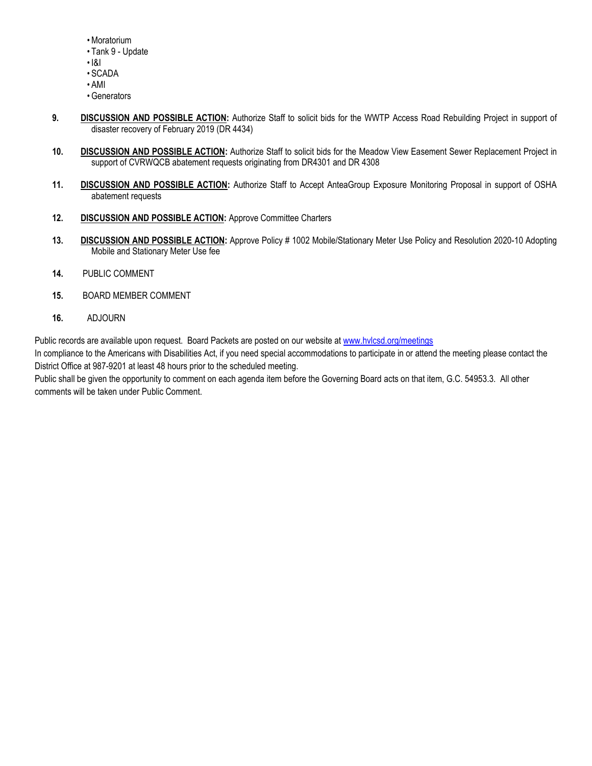- Moratorium
- Tank 9 - Update
- I&I
- SCADA
- AMI
- Generators

9. **DISCUSSION AND POSSIBLE ACTION:** Authorize Staff to solicit bids for the WWTP Access Road Rebuilding Project in support of disaster recovery of February 2019 (DR 4434)

10. **DISCUSSION AND POSSIBLE ACTION:** Authorize Staff to solicit bids for the Meadow View Easement Sewer Replacement Project in support of CVRWQCB abatement requests originating from DR4301 and DR 4308

11. **DISCUSSION AND POSSIBLE ACTION:** Authorize Staff to Accept AnteaGroup Exposure Monitoring Proposal in support of OSHA abatement requests

12. **DISCUSSION AND POSSIBLE ACTION:** Approve Committee Charters

13. **DISCUSSION AND POSSIBLE ACTION:** Approve Policy # 1002 Mobile/Stationary Meter Use Policy and Resolution 2020-10 Adopting Mobile and Stationary Meter Use fee

14. PUBLIC COMMENT

15. BOARD MEMBER COMMENT

16. ADJOURN

Public records are available upon request. Board Packets are posted on our website at [www.hvlcsd.org/meetings](http://www.hvlcsd.org/meetings)

In compliance to the Americans with Disabilities Act, if you need special accommodations to participate in or attend the meeting please contact the District Office at 987-9201 at least 48 hours prior to the scheduled meeting.

Public shall be given the opportunity to comment on each agenda item before the Governing Board acts on that item, G.C. 54953.3. All other comments will be taken under Public Comment.